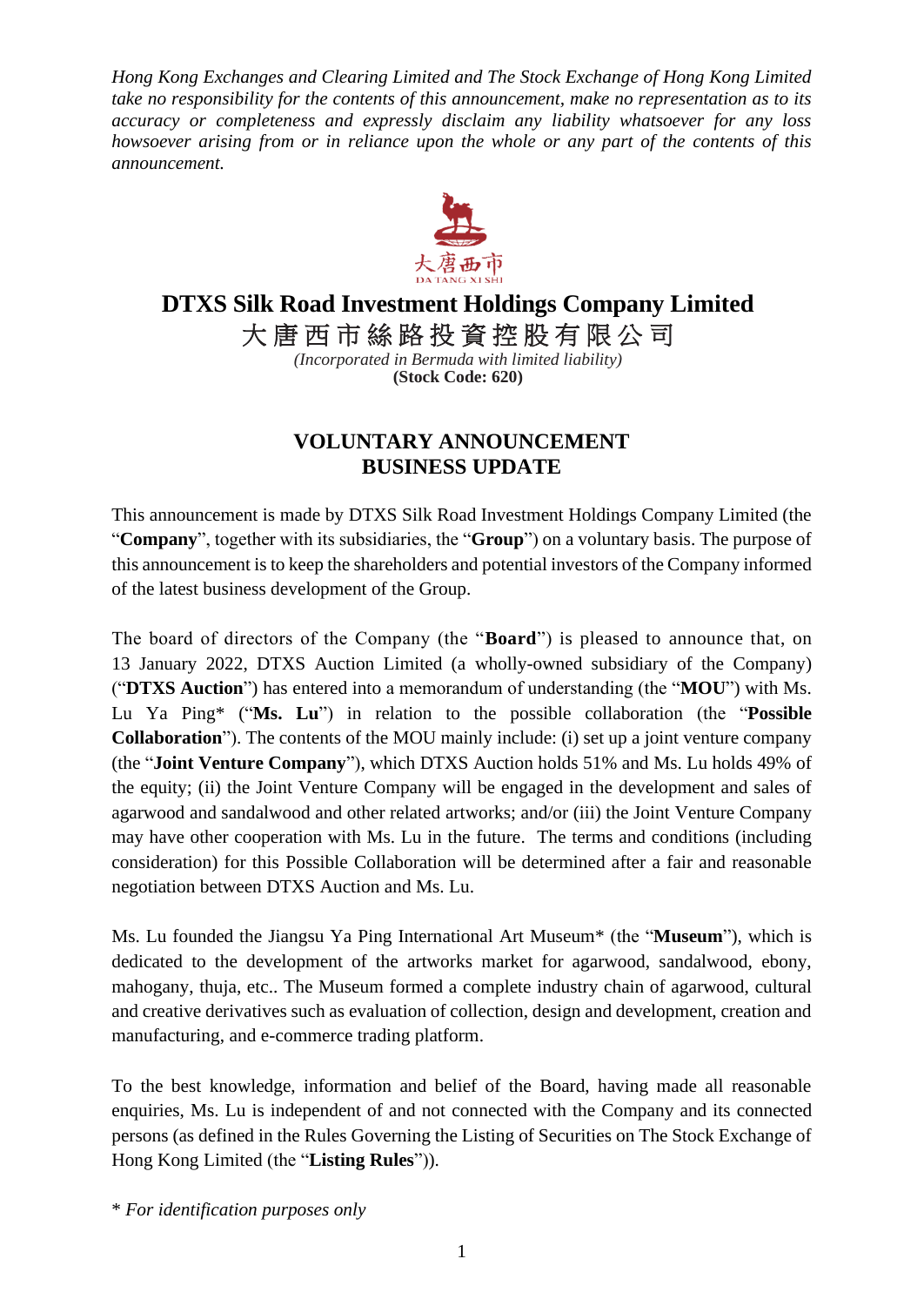*Hong Kong Exchanges and Clearing Limited and The Stock Exchange of Hong Kong Limited take no responsibility for the contents of this announcement, make no representation as to its accuracy or completeness and expressly disclaim any liability whatsoever for any loss howsoever arising from or in reliance upon the whole or any part of the contents of this announcement.*

大唐西市
DA TANG XI SHI

# DTXS Silk Road Investment Holdings Company Limited
# 大唐西市絲路投資控股有限公司

*(Incorporated in Bermuda with limited liability)*
**(Stock Code: 620)**

## VOLUNTARY ANNOUNCEMENT
## BUSINESS UPDATE

This announcement is made by DTXS Silk Road Investment Holdings Company Limited (the "**Company**", together with its subsidiaries, the "**Group**") on a voluntary basis. The purpose of this announcement is to keep the shareholders and potential investors of the Company informed of the latest business development of the Group.

The board of directors of the Company (the "**Board**") is pleased to announce that, on 13 January 2022, DTXS Auction Limited (a wholly-owned subsidiary of the Company) ("**DTXS Auction**") has entered into a memorandum of understanding (the "**MOU**") with Ms. Lu Ya Ping* ("**Ms. Lu**") in relation to the possible collaboration (the "**Possible Collaboration**"). The contents of the MOU mainly include: (i) set up a joint venture company (the "**Joint Venture Company**"), which DTXS Auction holds 51% and Ms. Lu holds 49% of the equity; (ii) the Joint Venture Company will be engaged in the development and sales of agarwood and sandalwood and other related artworks; and/or (iii) the Joint Venture Company may have other cooperation with Ms. Lu in the future. The terms and conditions (including consideration) for this Possible Collaboration will be determined after a fair and reasonable negotiation between DTXS Auction and Ms. Lu.

Ms. Lu founded the Jiangsu Ya Ping International Art Museum* (the "**Museum**"), which is dedicated to the development of the artworks market for agarwood, sandalwood, ebony, mahogany, thuja, etc.. The Museum formed a complete industry chain of agarwood, cultural and creative derivatives such as evaluation of collection, design and development, creation and manufacturing, and e-commerce trading platform.

To the best knowledge, information and belief of the Board, having made all reasonable enquiries, Ms. Lu is independent of and not connected with the Company and its connected persons (as defined in the Rules Governing the Listing of Securities on The Stock Exchange of Hong Kong Limited (the "**Listing Rules**")).

\* *For identification purposes only*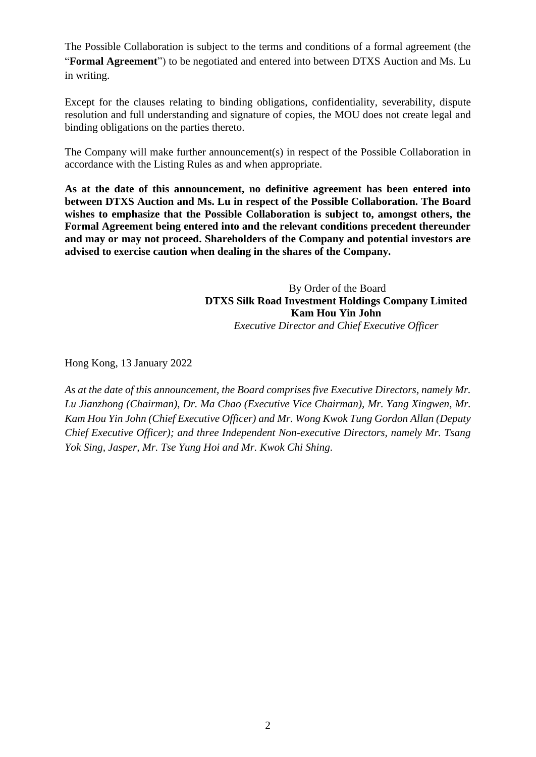The Possible Collaboration is subject to the terms and conditions of a formal agreement (the "**Formal Agreement**") to be negotiated and entered into between DTXS Auction and Ms. Lu in writing.

Except for the clauses relating to binding obligations, confidentiality, severability, dispute resolution and full understanding and signature of copies, the MOU does not create legal and binding obligations on the parties thereto.

The Company will make further announcement(s) in respect of the Possible Collaboration in accordance with the Listing Rules as and when appropriate.

**As at the date of this announcement, no definitive agreement has been entered into between DTXS Auction and Ms. Lu in respect of the Possible Collaboration. The Board wishes to emphasize that the Possible Collaboration is subject to, amongst others, the Formal Agreement being entered into and the relevant conditions precedent thereunder and may or may not proceed. Shareholders of the Company and potential investors are advised to exercise caution when dealing in the shares of the Company.**

By Order of the Board
**DTXS Silk Road Investment Holdings Company Limited**
**Kam Hou Yin John**
*Executive Director and Chief Executive Officer*

Hong Kong, 13 January 2022

*As at the date of this announcement, the Board comprises five Executive Directors, namely Mr. Lu Jianzhong (Chairman), Dr. Ma Chao (Executive Vice Chairman), Mr. Yang Xingwen, Mr. Kam Hou Yin John (Chief Executive Officer) and Mr. Wong Kwok Tung Gordon Allan (Deputy Chief Executive Officer); and three Independent Non-executive Directors, namely Mr. Tsang Yok Sing, Jasper, Mr. Tse Yung Hoi and Mr. Kwok Chi Shing.*